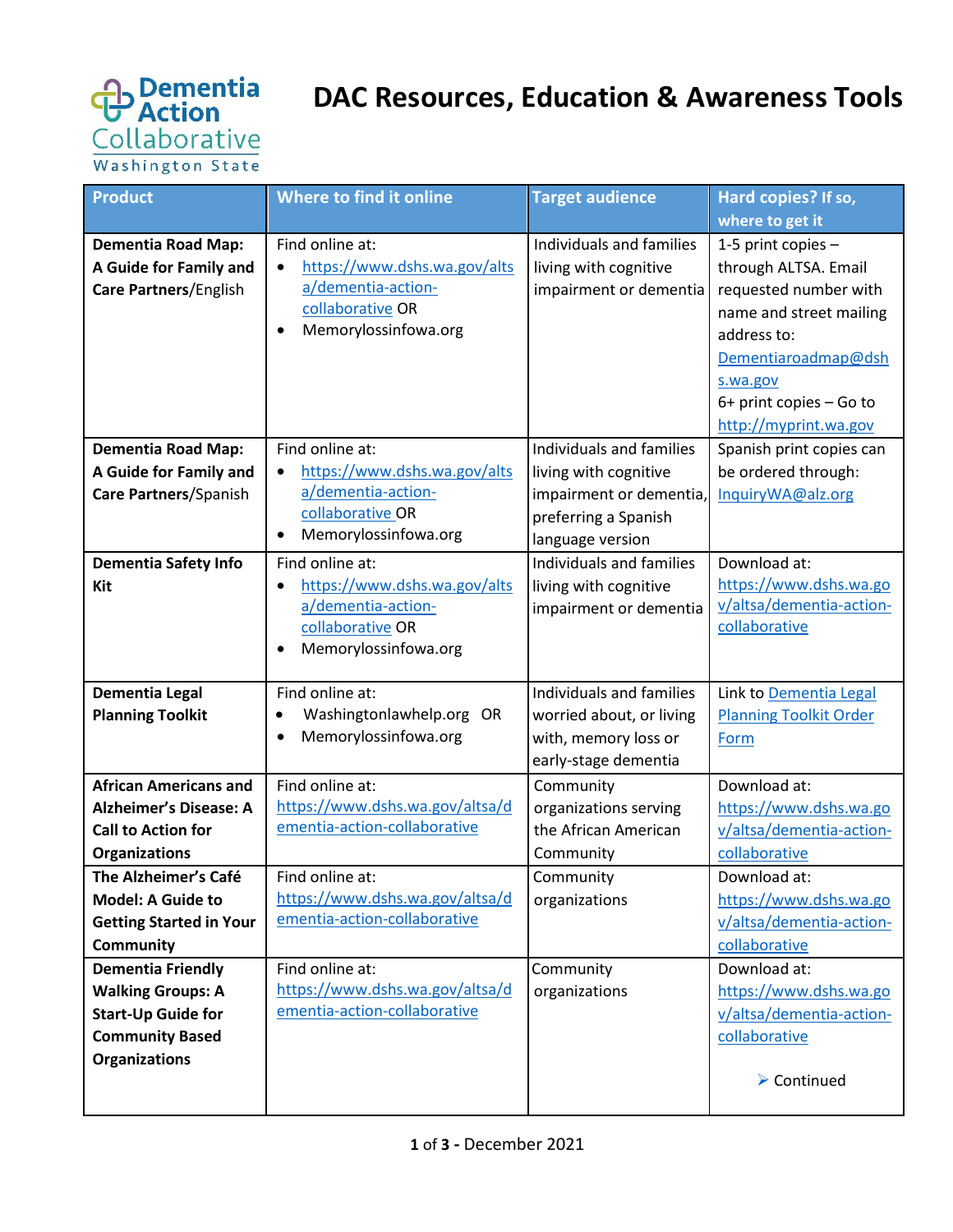Dementia Action Collaborative Washington State

# DAC Resources, Education & Awareness Tools

| Product | Where to find it online | Target audience | Hard copies? If so, where to get it |
|---|---|---|---|
| **Dementia Road Map: A Guide for Family and Care Partners**/English | Find online at: • https://www.dshs.wa.gov/altsa/dementia-action-collaborative OR • Memorylossinfowa.org | Individuals and families living with cognitive impairment or dementia | 1-5 print copies – through ALTSA. Email requested number with name and street mailing address to: Dementiaroadmap@dshs.wa.gov 6+ print copies – Go to http://myprint.wa.gov |
| **Dementia Road Map: A Guide for Family and Care Partners**/Spanish | Find online at: • https://www.dshs.wa.gov/altsa/dementia-action-collaborative OR • Memorylossinfowa.org | Individuals and families living with cognitive impairment or dementia, preferring a Spanish language version | Spanish print copies can be ordered through: InquiryWA@alz.org |
| **Dementia Safety Info Kit** | Find online at: • https://www.dshs.wa.gov/altsa/dementia-action-collaborative OR • Memorylossinfowa.org | Individuals and families living with cognitive impairment or dementia | Download at: https://www.dshs.wa.gov/altsa/dementia-action-collaborative |
| **Dementia Legal Planning Toolkit** | Find online at: • Washingtonlawhelp.org OR • Memorylossinfowa.org | Individuals and families worried about, or living with, memory loss or early-stage dementia | Link to Dementia Legal Planning Toolkit Order Form |
| **African Americans and Alzheimer's Disease: A Call to Action for Organizations** | Find online at: https://www.dshs.wa.gov/altsa/dementia-action-collaborative | Community organizations serving the African American Community | Download at: https://www.dshs.wa.gov/altsa/dementia-action-collaborative |
| **The Alzheimer's Café Model: A Guide to Getting Started in Your Community** | Find online at: https://www.dshs.wa.gov/altsa/dementia-action-collaborative | Community organizations | Download at: https://www.dshs.wa.gov/altsa/dementia-action-collaborative |
| **Dementia Friendly Walking Groups: A Start-Up Guide for Community Based Organizations** | Find online at: https://www.dshs.wa.gov/altsa/dementia-action-collaborative | Community organizations | Download at: https://www.dshs.wa.gov/altsa/dementia-action-collaborative ➢ Continued |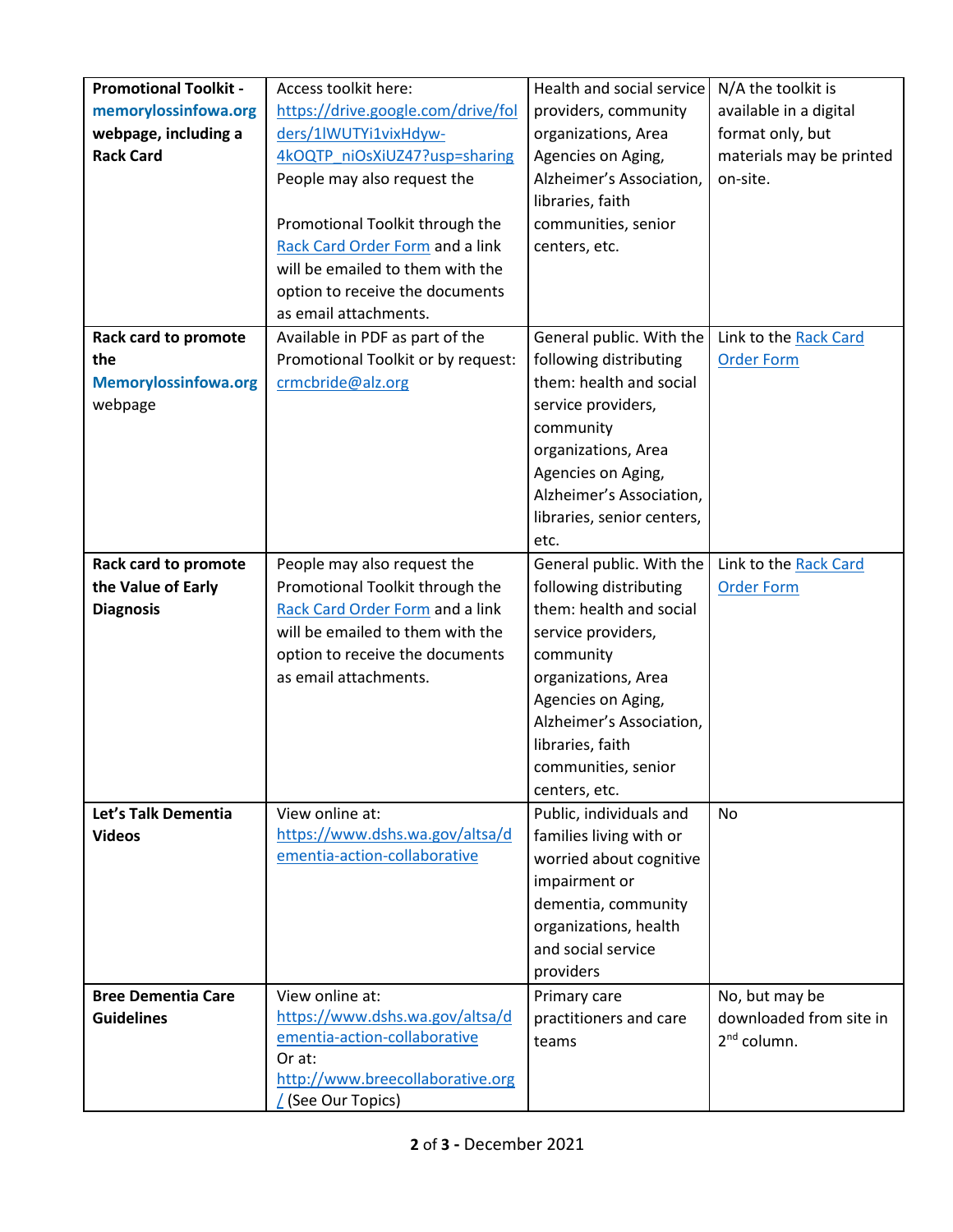| **Promotional Toolkit - memorylossinfowa.org webpage, including a Rack Card** | Access toolkit here: https://drive.google.com/drive/folders/1lWUTYi1vixHdyw-4kOQTP_niOsXiUZ47?usp=sharing People may also request the Promotional Toolkit through the Rack Card Order Form and a link will be emailed to them with the option to receive the documents as email attachments. | Health and social service providers, community organizations, Area Agencies on Aging, Alzheimer's Association, libraries, faith communities, senior centers, etc. | N/A the toolkit is available in a digital format only, but materials may be printed on-site. |
|---|---|---|---|
| **Rack card to promote the Memorylossinfowa.org webpage** | Available in PDF as part of the Promotional Toolkit or by request: crmcbride@alz.org | General public. With the following distributing them: health and social service providers, community organizations, Area Agencies on Aging, Alzheimer's Association, libraries, senior centers, etc. | Link to the Rack Card Order Form |
| **Rack card to promote the Value of Early Diagnosis** | People may also request the Promotional Toolkit through the Rack Card Order Form and a link will be emailed to them with the option to receive the documents as email attachments. | General public. With the following distributing them: health and social service providers, community organizations, Area Agencies on Aging, Alzheimer's Association, libraries, faith communities, senior centers, etc. | Link to the Rack Card Order Form |
| **Let's Talk Dementia Videos** | View online at: https://www.dshs.wa.gov/altsa/dementia-action-collaborative | Public, individuals and families living with or worried about cognitive impairment or dementia, community organizations, health and social service providers | No |
| **Bree Dementia Care Guidelines** | View online at: https://www.dshs.wa.gov/altsa/dementia-action-collaborative Or at: http://www.breecollaborative.org/ (See Our Topics) | Primary care practitioners and care teams | No, but may be downloaded from site in 2nd column. |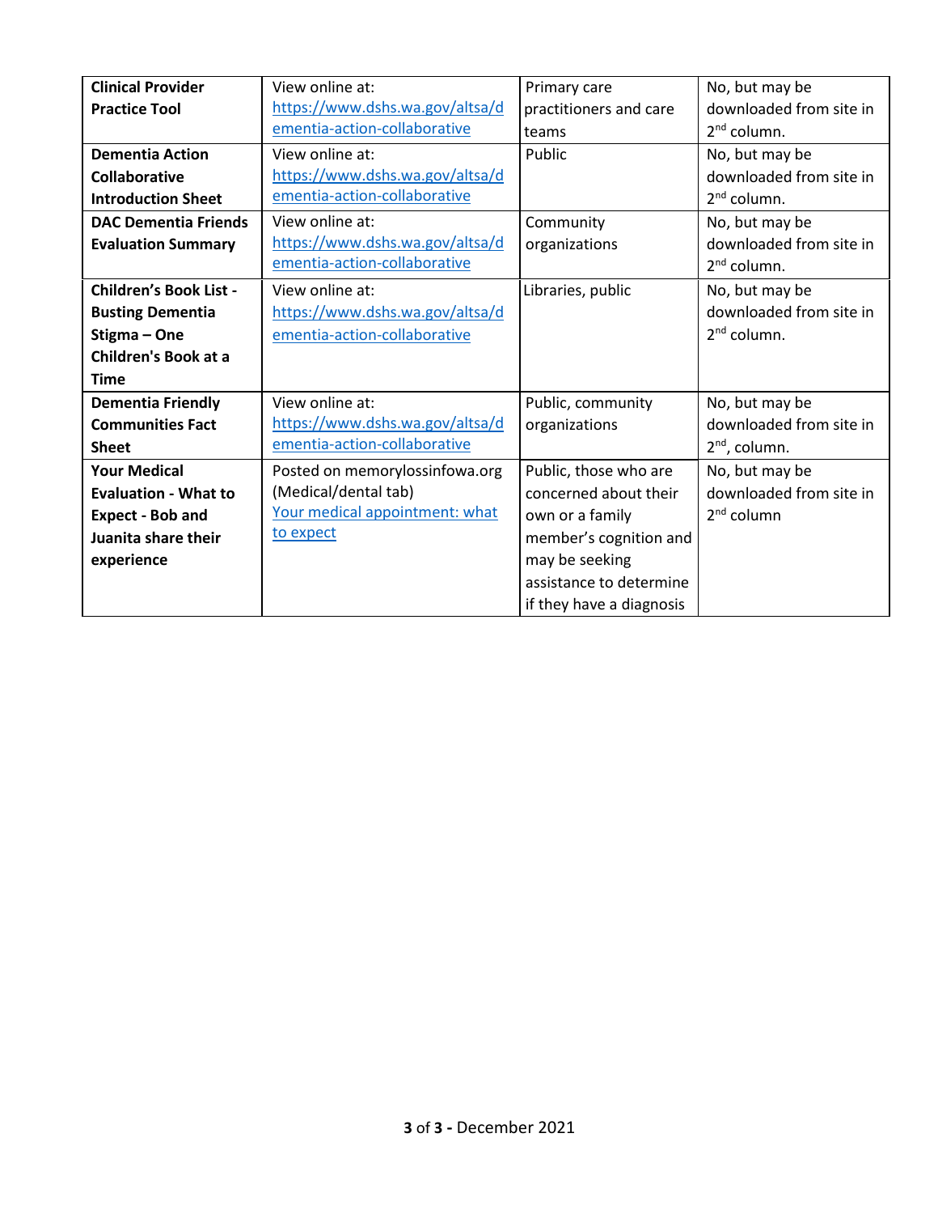| | | | |
|---|---|---|---|
| **Clinical Provider Practice Tool** | View online at: [https://www.dshs.wa.gov/altsa/dementia-action-collaborative](https://www.dshs.wa.gov/altsa/dementia-action-collaborative) | Primary care practitioners and care teams | No, but may be downloaded from site in 2nd column. |
| **Dementia Action Collaborative Introduction Sheet** | View online at: [https://www.dshs.wa.gov/altsa/dementia-action-collaborative](https://www.dshs.wa.gov/altsa/dementia-action-collaborative) | Public | No, but may be downloaded from site in 2nd column. |
| **DAC Dementia Friends Evaluation Summary** | View online at: [https://www.dshs.wa.gov/altsa/dementia-action-collaborative](https://www.dshs.wa.gov/altsa/dementia-action-collaborative) | Community organizations | No, but may be downloaded from site in 2nd column. |
| **Children's Book List - Busting Dementia Stigma – One Children's Book at a Time** | View online at: [https://www.dshs.wa.gov/altsa/dementia-action-collaborative](https://www.dshs.wa.gov/altsa/dementia-action-collaborative) | Libraries, public | No, but may be downloaded from site in 2nd column. |
| **Dementia Friendly Communities Fact Sheet** | View online at: [https://www.dshs.wa.gov/altsa/dementia-action-collaborative](https://www.dshs.wa.gov/altsa/dementia-action-collaborative) | Public, community organizations | No, but may be downloaded from site in 2nd, column. |
| **Your Medical Evaluation - What to Expect - Bob and Juanita share their experience** | Posted on memorylossinfowa.org (Medical/dental tab) Your medical appointment: what to expect | Public, those who are concerned about their own or a family member's cognition and may be seeking assistance to determine if they have a diagnosis | No, but may be downloaded from site in 2nd column |